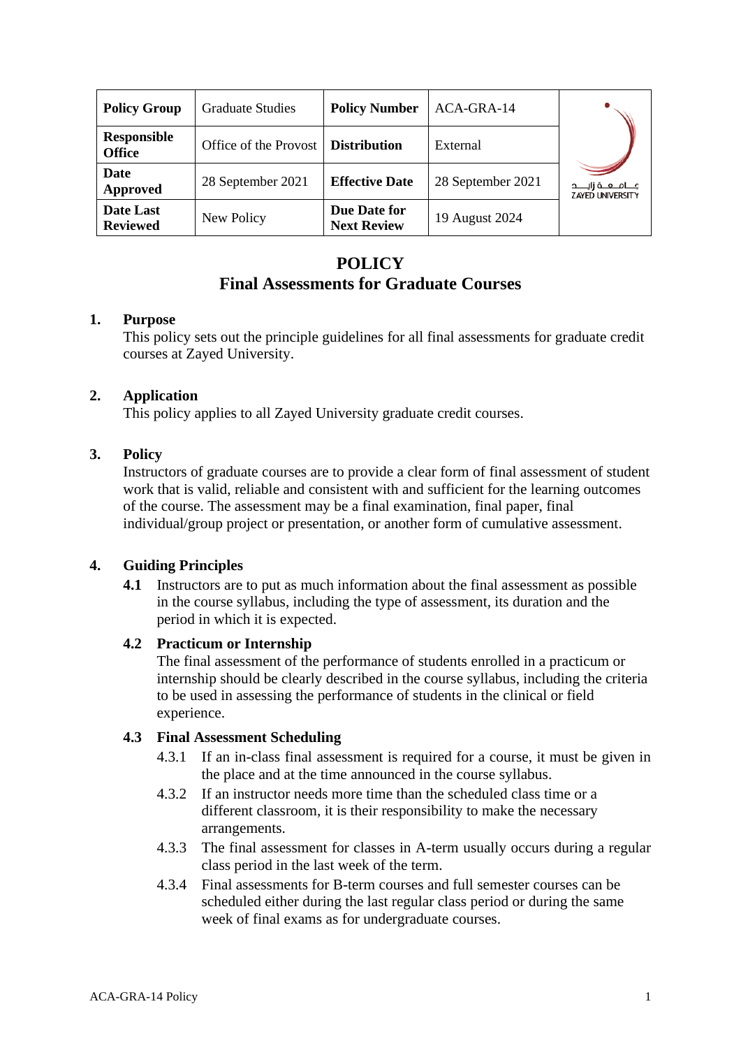| Policy Group | Graduate Studies | Policy Number | ACA-GRA-14 | جـــامـــعـــة زايـــد ZAYED UNIVERSITY |
|---|---|---|---|---|
| Responsible Office | Office of the Provost | Distribution | External | |
| Date Approved | 28 September 2021 | Effective Date | 28 September 2021 | |
| Date Last Reviewed | New Policy | Due Date for Next Review | 19 August 2024 | |

# POLICY
# Final Assessments for Graduate Courses

## 1. Purpose

This policy sets out the principle guidelines for all final assessments for graduate credit courses at Zayed University.

## 2. Application

This policy applies to all Zayed University graduate credit courses.

## 3. Policy

Instructors of graduate courses are to provide a clear form of final assessment of student work that is valid, reliable and consistent with and sufficient for the learning outcomes of the course. The assessment may be a final examination, final paper, final individual/group project or presentation, or another form of cumulative assessment.

## 4. Guiding Principles

**4.1** Instructors are to put as much information about the final assessment as possible in the course syllabus, including the type of assessment, its duration and the period in which it is expected.

### 4.2 Practicum or Internship

The final assessment of the performance of students enrolled in a practicum or internship should be clearly described in the course syllabus, including the criteria to be used in assessing the performance of students in the clinical or field experience.

### 4.3 Final Assessment Scheduling

4.3.1 If an in-class final assessment is required for a course, it must be given in the place and at the time announced in the course syllabus.

4.3.2 If an instructor needs more time than the scheduled class time or a different classroom, it is their responsibility to make the necessary arrangements.

4.3.3 The final assessment for classes in A-term usually occurs during a regular class period in the last week of the term.

4.3.4 Final assessments for B-term courses and full semester courses can be scheduled either during the last regular class period or during the same week of final exams as for undergraduate courses.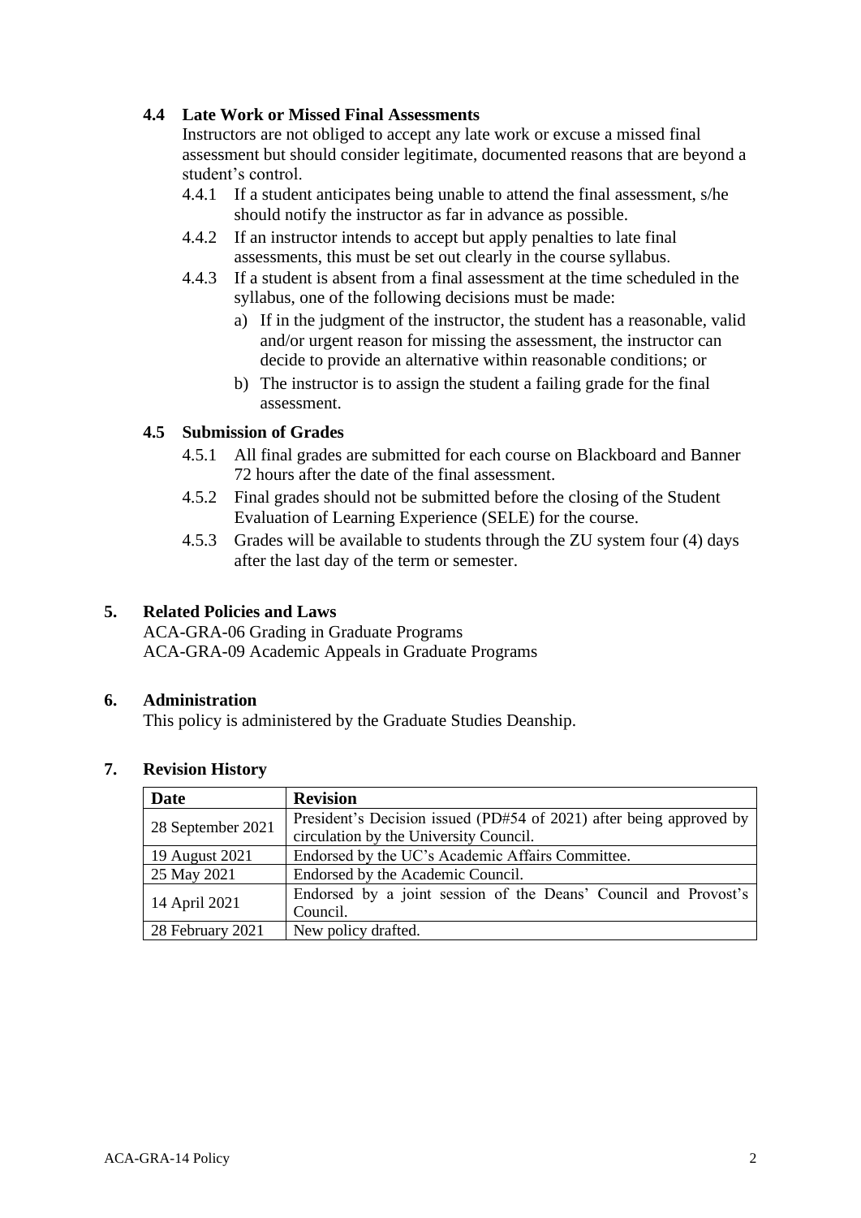### 4.4 Late Work or Missed Final Assessments

Instructors are not obliged to accept any late work or excuse a missed final assessment but should consider legitimate, documented reasons that are beyond a student's control.

- 4.4.1 If a student anticipates being unable to attend the final assessment, s/he should notify the instructor as far in advance as possible.
- 4.4.2 If an instructor intends to accept but apply penalties to late final assessments, this must be set out clearly in the course syllabus.
- 4.4.3 If a student is absent from a final assessment at the time scheduled in the syllabus, one of the following decisions must be made:
  - a) If in the judgment of the instructor, the student has a reasonable, valid and/or urgent reason for missing the assessment, the instructor can decide to provide an alternative within reasonable conditions; or
  - b) The instructor is to assign the student a failing grade for the final assessment.

### 4.5 Submission of Grades

- 4.5.1 All final grades are submitted for each course on Blackboard and Banner 72 hours after the date of the final assessment.
- 4.5.2 Final grades should not be submitted before the closing of the Student Evaluation of Learning Experience (SELE) for the course.
- 4.5.3 Grades will be available to students through the ZU system four (4) days after the last day of the term or semester.

## 5. Related Policies and Laws

ACA-GRA-06 Grading in Graduate Programs
ACA-GRA-09 Academic Appeals in Graduate Programs

## 6. Administration

This policy is administered by the Graduate Studies Deanship.

## 7. Revision History

| Date | Revision |
| --- | --- |
| 28 September 2021 | President's Decision issued (PD#54 of 2021) after being approved by circulation by the University Council. |
| 19 August 2021 | Endorsed by the UC's Academic Affairs Committee. |
| 25 May 2021 | Endorsed by the Academic Council. |
| 14 April 2021 | Endorsed by a joint session of the Deans' Council and Provost's Council. |
| 28 February 2021 | New policy drafted. |